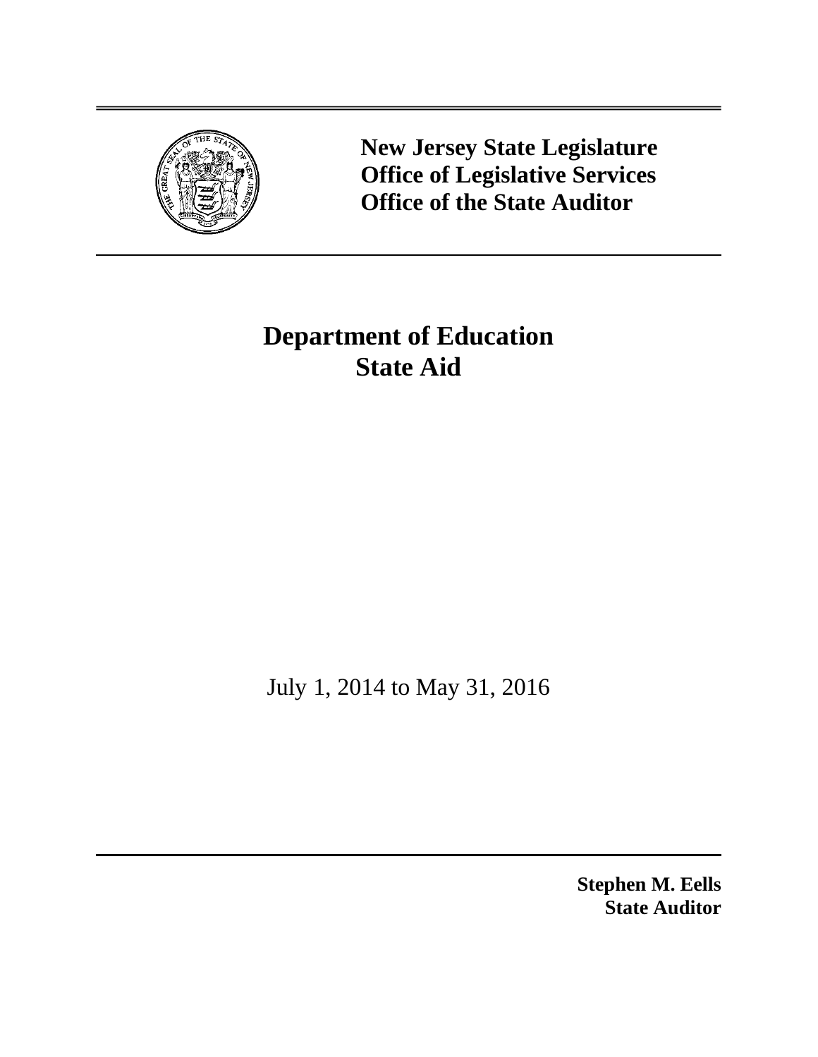**New Jersey State Legislature**
**Office of Legislative Services**
**Office of the State Auditor**

# Department of Education
# State Aid

July 1, 2014 to May 31, 2016

**Stephen M. Eells**
**State Auditor**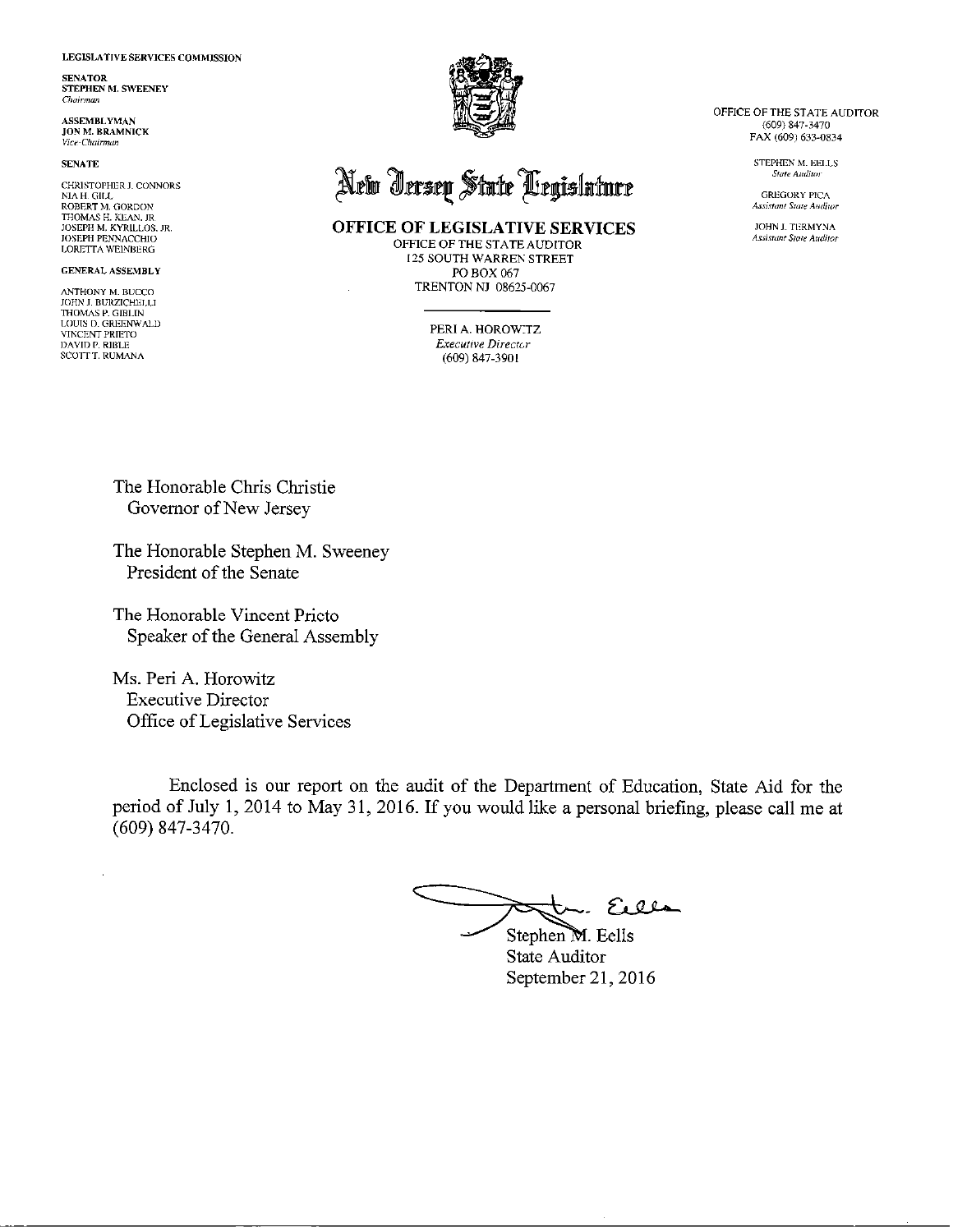LEGISLATIVE SERVICES COMMISSION

SENATOR
STEPHEN M. SWEENEY
*Chairman*

ASSEMBLYMAN
JON M. BRAMNICK
*Vice-Chairman*

SENATE

CHRISTOPHER J. CONNORS
NIA H. GILL
ROBERT M. GORDON
THOMAS H. KEAN, JR.
JOSEPH M. KYRILLOS, JR.
JOSEPH PENNACCHIO
LORETTA WEINBERG

GENERAL ASSEMBLY

ANTHONY M. BUCCO
JOHN J. BURZICHELLI
THOMAS P. GIBLIN
LOUIS D. GREENWALD
VINCENT PRIETO
DAVID P. RIBLE
SCOTT T. RUMANA

# New Jersey State Legislature

## OFFICE OF LEGISLATIVE SERVICES

OFFICE OF THE STATE AUDITOR
125 SOUTH WARREN STREET
PO BOX 067
TRENTON NJ 08625-0067

PERI A. HOROWITZ
*Executive Director*
(609) 847-3901

OFFICE OF THE STATE AUDITOR
(609) 847-3470
FAX (609) 633-0834

STEPHEN M. EELLS
*State Auditor*

GREGORY PICA
*Assistant State Auditor*

JOHN J. TERMYNA
*Assistant State Auditor*

The Honorable Chris Christie
Governor of New Jersey

The Honorable Stephen M. Sweeney
President of the Senate

The Honorable Vincent Prieto
Speaker of the General Assembly

Ms. Peri A. Horowitz
Executive Director
Office of Legislative Services

Enclosed is our report on the audit of the Department of Education, State Aid for the period of July 1, 2014 to May 31, 2016. If you would like a personal briefing, please call me at (609) 847-3470.

Stephen M. Eells
State Auditor
September 21, 2016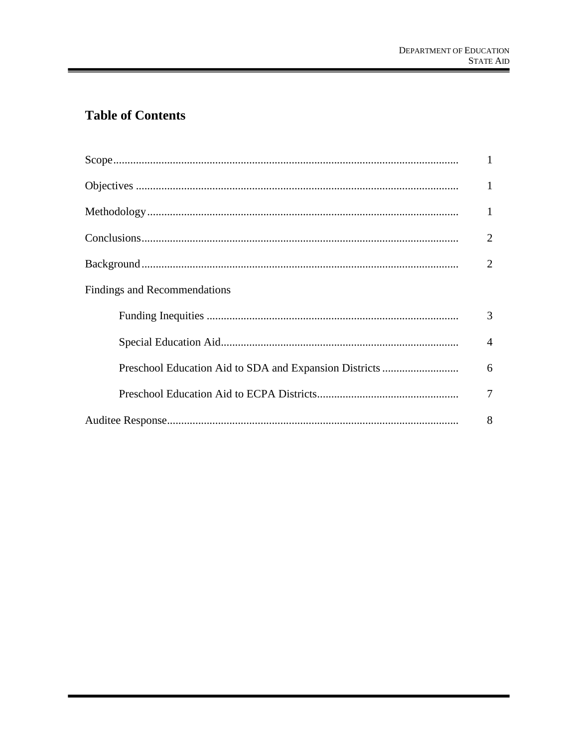## Table of Contents

| | |
|---|---|
| Scope | 1 |
| Objectives | 1 |
| Methodology | 1 |
| Conclusions | 2 |
| Background | 2 |
| Findings and Recommendations | |
| Funding Inequities | 3 |
| Special Education Aid | 4 |
| Preschool Education Aid to SDA and Expansion Districts | 6 |
| Preschool Education Aid to ECPA Districts | 7 |
| Auditee Response | 8 |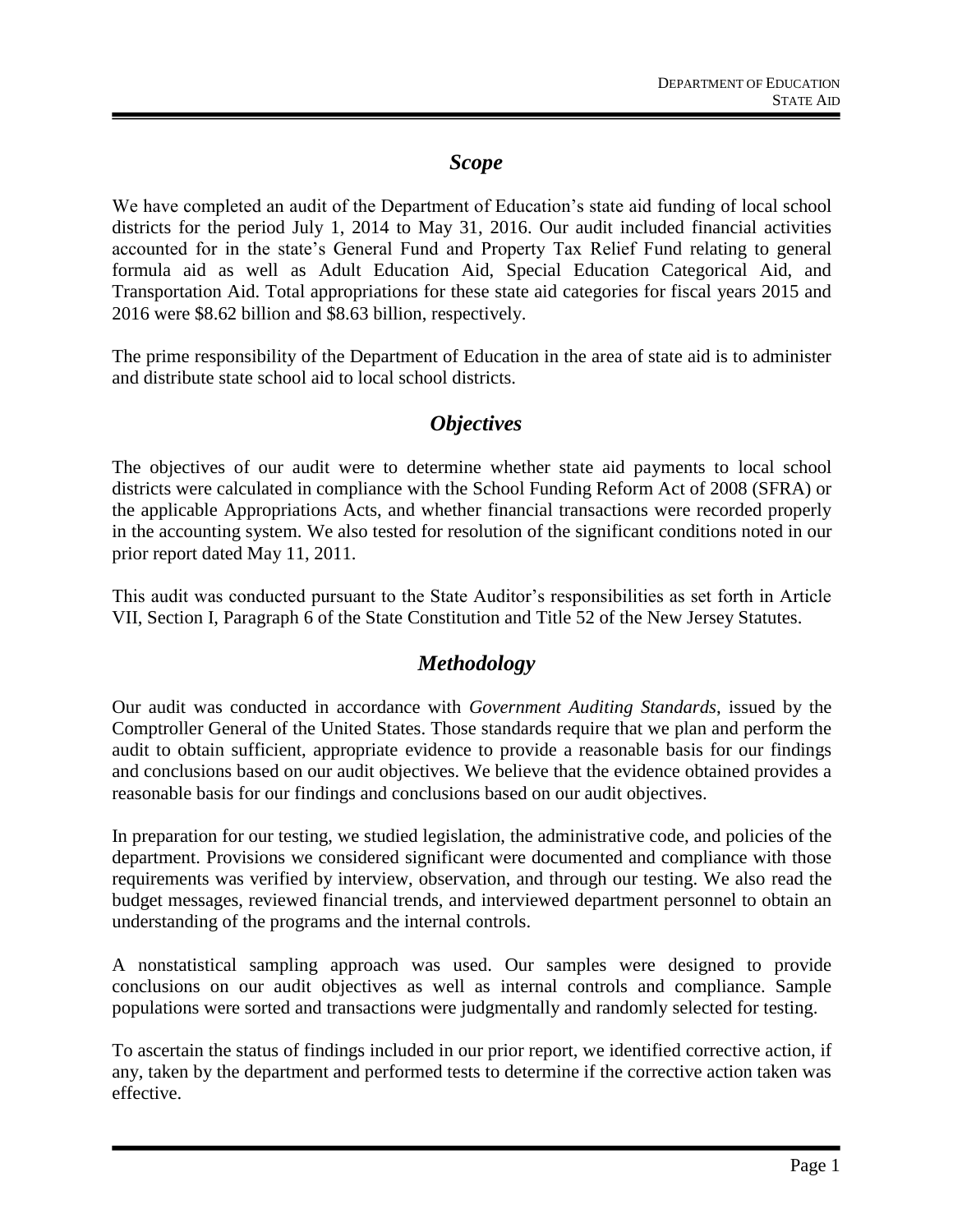## *Scope*

We have completed an audit of the Department of Education's state aid funding of local school districts for the period July 1, 2014 to May 31, 2016. Our audit included financial activities accounted for in the state's General Fund and Property Tax Relief Fund relating to general formula aid as well as Adult Education Aid, Special Education Categorical Aid, and Transportation Aid. Total appropriations for these state aid categories for fiscal years 2015 and 2016 were \$8.62 billion and \$8.63 billion, respectively.

The prime responsibility of the Department of Education in the area of state aid is to administer and distribute state school aid to local school districts.

## *Objectives*

The objectives of our audit were to determine whether state aid payments to local school districts were calculated in compliance with the School Funding Reform Act of 2008 (SFRA) or the applicable Appropriations Acts, and whether financial transactions were recorded properly in the accounting system. We also tested for resolution of the significant conditions noted in our prior report dated May 11, 2011.

This audit was conducted pursuant to the State Auditor's responsibilities as set forth in Article VII, Section I, Paragraph 6 of the State Constitution and Title 52 of the New Jersey Statutes.

## *Methodology*

Our audit was conducted in accordance with *Government Auditing Standards*, issued by the Comptroller General of the United States. Those standards require that we plan and perform the audit to obtain sufficient, appropriate evidence to provide a reasonable basis for our findings and conclusions based on our audit objectives. We believe that the evidence obtained provides a reasonable basis for our findings and conclusions based on our audit objectives.

In preparation for our testing, we studied legislation, the administrative code, and policies of the department. Provisions we considered significant were documented and compliance with those requirements was verified by interview, observation, and through our testing. We also read the budget messages, reviewed financial trends, and interviewed department personnel to obtain an understanding of the programs and the internal controls.

A nonstatistical sampling approach was used. Our samples were designed to provide conclusions on our audit objectives as well as internal controls and compliance. Sample populations were sorted and transactions were judgmentally and randomly selected for testing.

To ascertain the status of findings included in our prior report, we identified corrective action, if any, taken by the department and performed tests to determine if the corrective action taken was effective.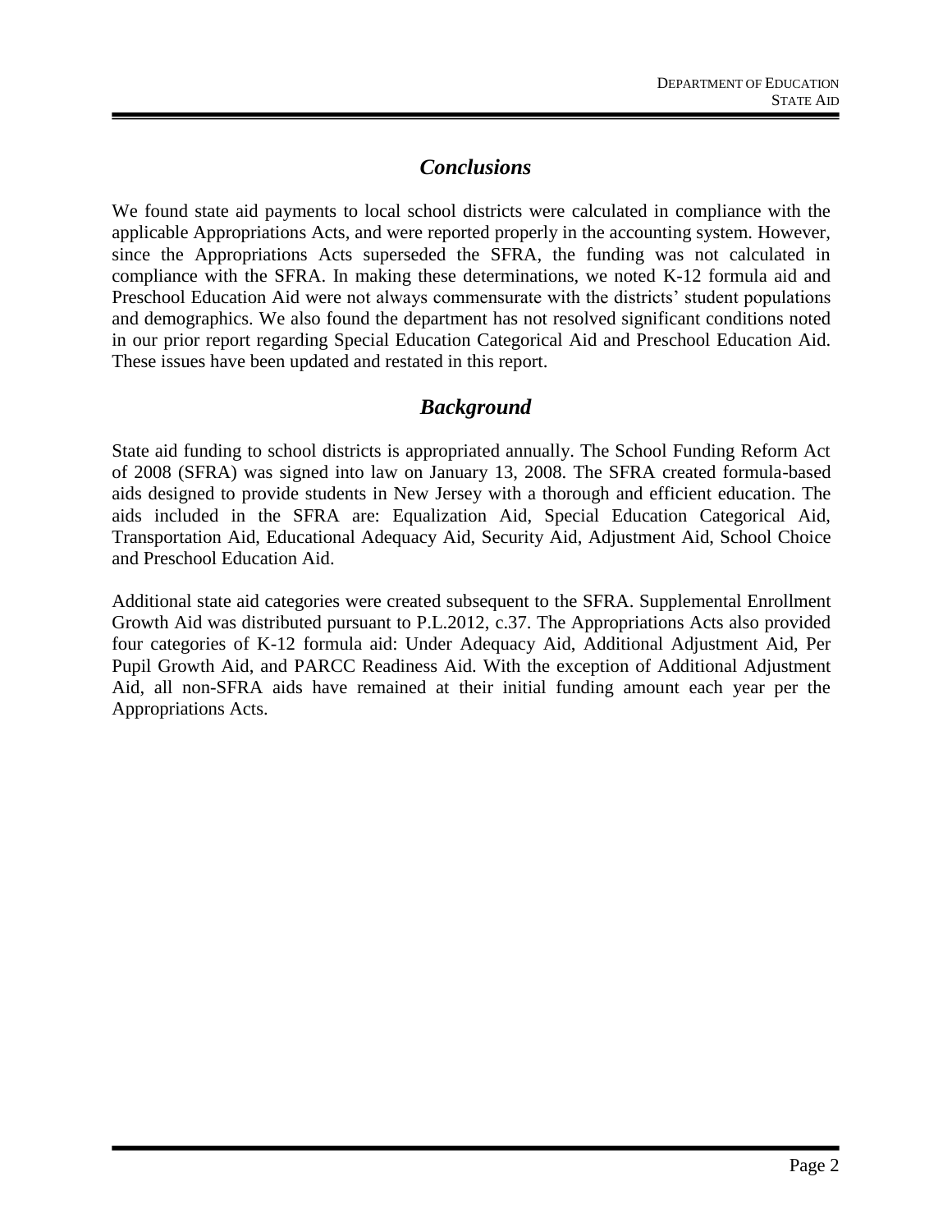## *Conclusions*

We found state aid payments to local school districts were calculated in compliance with the applicable Appropriations Acts, and were reported properly in the accounting system. However, since the Appropriations Acts superseded the SFRA, the funding was not calculated in compliance with the SFRA. In making these determinations, we noted K-12 formula aid and Preschool Education Aid were not always commensurate with the districts' student populations and demographics. We also found the department has not resolved significant conditions noted in our prior report regarding Special Education Categorical Aid and Preschool Education Aid. These issues have been updated and restated in this report.

## *Background*

State aid funding to school districts is appropriated annually. The School Funding Reform Act of 2008 (SFRA) was signed into law on January 13, 2008. The SFRA created formula-based aids designed to provide students in New Jersey with a thorough and efficient education. The aids included in the SFRA are: Equalization Aid, Special Education Categorical Aid, Transportation Aid, Educational Adequacy Aid, Security Aid, Adjustment Aid, School Choice and Preschool Education Aid.

Additional state aid categories were created subsequent to the SFRA. Supplemental Enrollment Growth Aid was distributed pursuant to P.L.2012, c.37. The Appropriations Acts also provided four categories of K-12 formula aid: Under Adequacy Aid, Additional Adjustment Aid, Per Pupil Growth Aid, and PARCC Readiness Aid. With the exception of Additional Adjustment Aid, all non-SFRA aids have remained at their initial funding amount each year per the Appropriations Acts.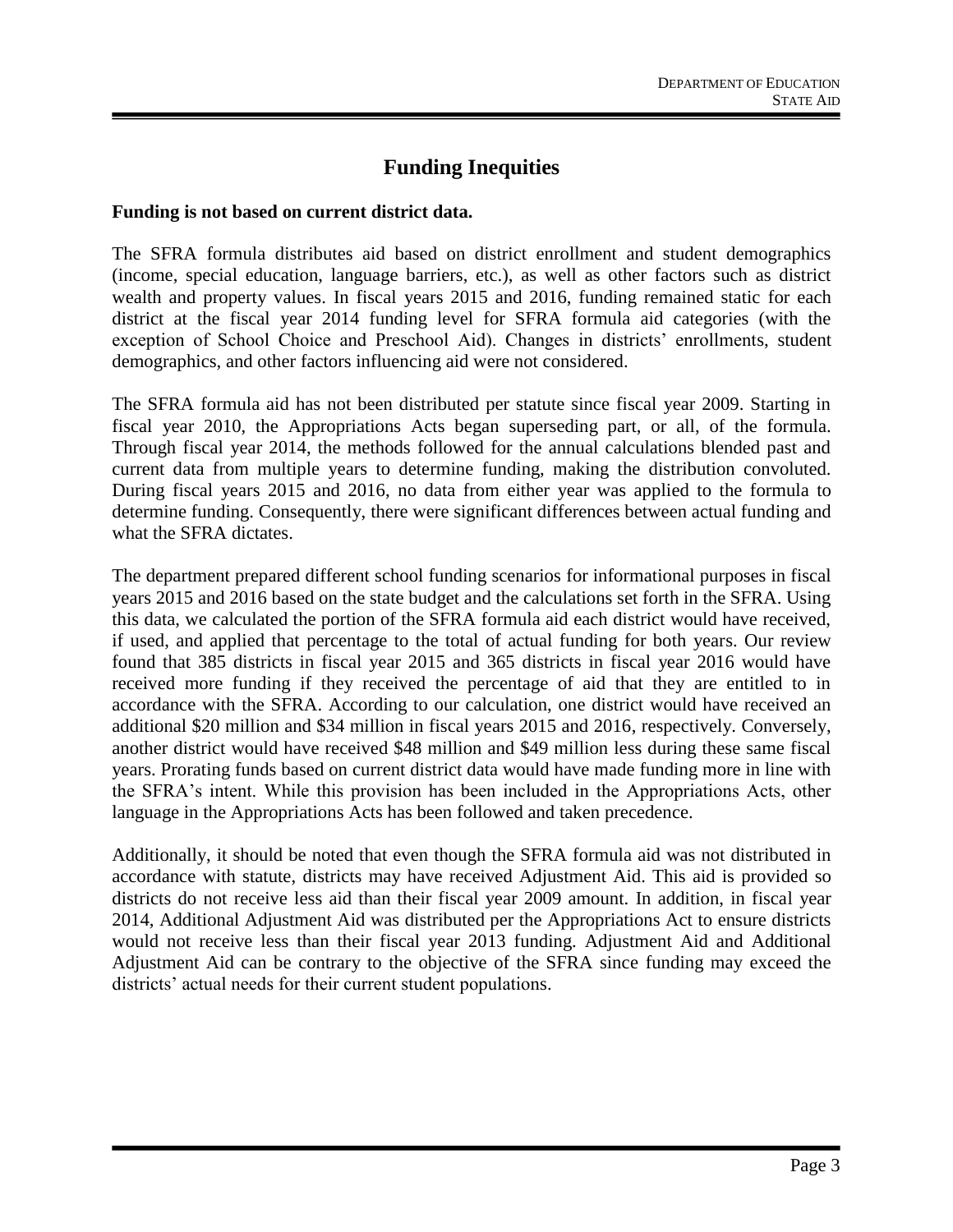## Funding Inequities

**Funding is not based on current district data.**

The SFRA formula distributes aid based on district enrollment and student demographics (income, special education, language barriers, etc.), as well as other factors such as district wealth and property values. In fiscal years 2015 and 2016, funding remained static for each district at the fiscal year 2014 funding level for SFRA formula aid categories (with the exception of School Choice and Preschool Aid). Changes in districts' enrollments, student demographics, and other factors influencing aid were not considered.

The SFRA formula aid has not been distributed per statute since fiscal year 2009. Starting in fiscal year 2010, the Appropriations Acts began superseding part, or all, of the formula. Through fiscal year 2014, the methods followed for the annual calculations blended past and current data from multiple years to determine funding, making the distribution convoluted. During fiscal years 2015 and 2016, no data from either year was applied to the formula to determine funding. Consequently, there were significant differences between actual funding and what the SFRA dictates.

The department prepared different school funding scenarios for informational purposes in fiscal years 2015 and 2016 based on the state budget and the calculations set forth in the SFRA. Using this data, we calculated the portion of the SFRA formula aid each district would have received, if used, and applied that percentage to the total of actual funding for both years. Our review found that 385 districts in fiscal year 2015 and 365 districts in fiscal year 2016 would have received more funding if they received the percentage of aid that they are entitled to in accordance with the SFRA. According to our calculation, one district would have received an additional $20 million and $34 million in fiscal years 2015 and 2016, respectively. Conversely, another district would have received $48 million and $49 million less during these same fiscal years. Prorating funds based on current district data would have made funding more in line with the SFRA's intent. While this provision has been included in the Appropriations Acts, other language in the Appropriations Acts has been followed and taken precedence.

Additionally, it should be noted that even though the SFRA formula aid was not distributed in accordance with statute, districts may have received Adjustment Aid. This aid is provided so districts do not receive less aid than their fiscal year 2009 amount. In addition, in fiscal year 2014, Additional Adjustment Aid was distributed per the Appropriations Act to ensure districts would not receive less than their fiscal year 2013 funding. Adjustment Aid and Additional Adjustment Aid can be contrary to the objective of the SFRA since funding may exceed the districts' actual needs for their current student populations.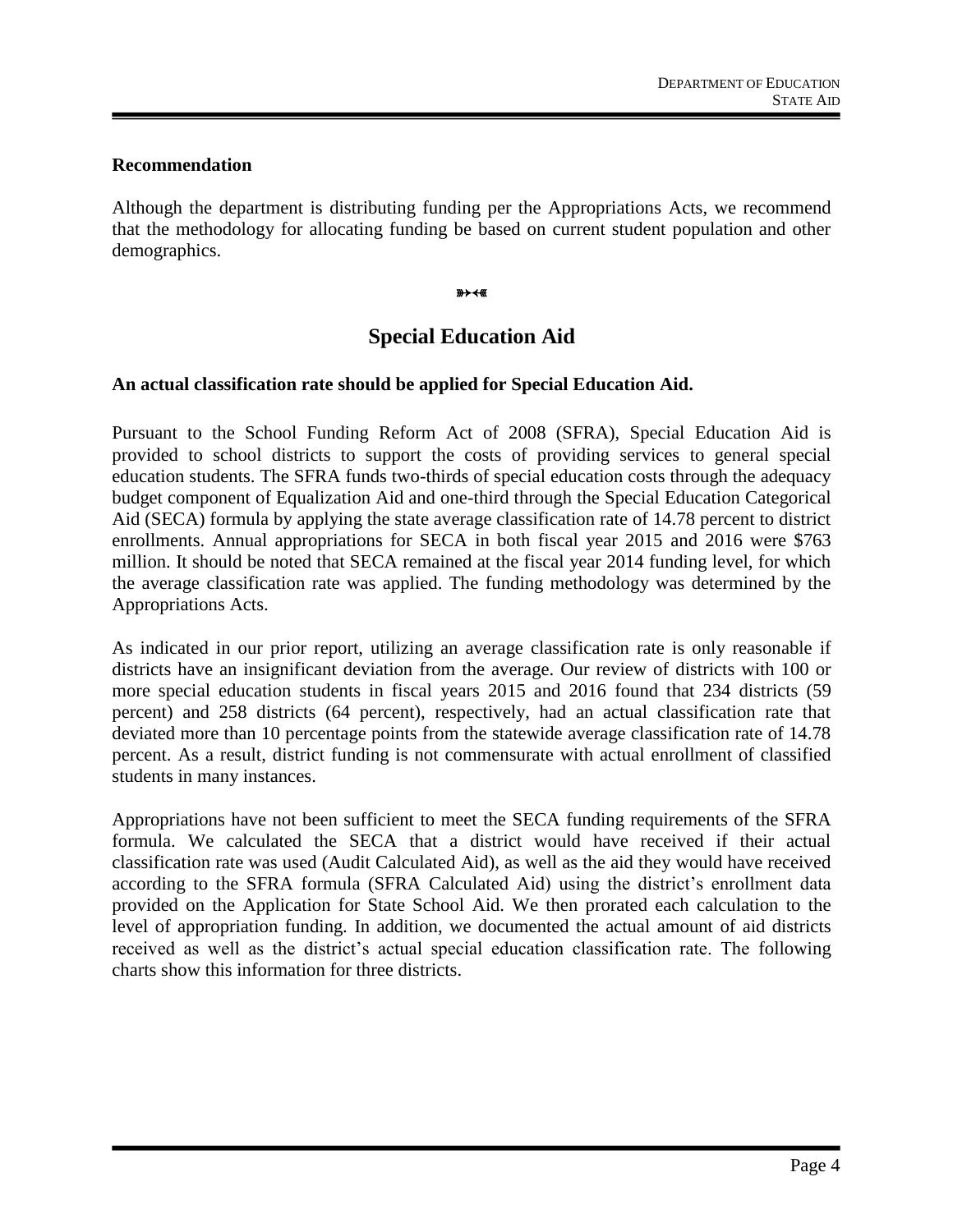**Recommendation**

Although the department is distributing funding per the Appropriations Acts, we recommend that the methodology for allocating funding be based on current student population and other demographics.

## Special Education Aid

**An actual classification rate should be applied for Special Education Aid.**

Pursuant to the School Funding Reform Act of 2008 (SFRA), Special Education Aid is provided to school districts to support the costs of providing services to general special education students. The SFRA funds two-thirds of special education costs through the adequacy budget component of Equalization Aid and one-third through the Special Education Categorical Aid (SECA) formula by applying the state average classification rate of 14.78 percent to district enrollments. Annual appropriations for SECA in both fiscal year 2015 and 2016 were $763 million. It should be noted that SECA remained at the fiscal year 2014 funding level, for which the average classification rate was applied. The funding methodology was determined by the Appropriations Acts.

As indicated in our prior report, utilizing an average classification rate is only reasonable if districts have an insignificant deviation from the average. Our review of districts with 100 or more special education students in fiscal years 2015 and 2016 found that 234 districts (59 percent) and 258 districts (64 percent), respectively, had an actual classification rate that deviated more than 10 percentage points from the statewide average classification rate of 14.78 percent. As a result, district funding is not commensurate with actual enrollment of classified students in many instances.

Appropriations have not been sufficient to meet the SECA funding requirements of the SFRA formula. We calculated the SECA that a district would have received if their actual classification rate was used (Audit Calculated Aid), as well as the aid they would have received according to the SFRA formula (SFRA Calculated Aid) using the district's enrollment data provided on the Application for State School Aid. We then prorated each calculation to the level of appropriation funding. In addition, we documented the actual amount of aid districts received as well as the district's actual special education classification rate. The following charts show this information for three districts.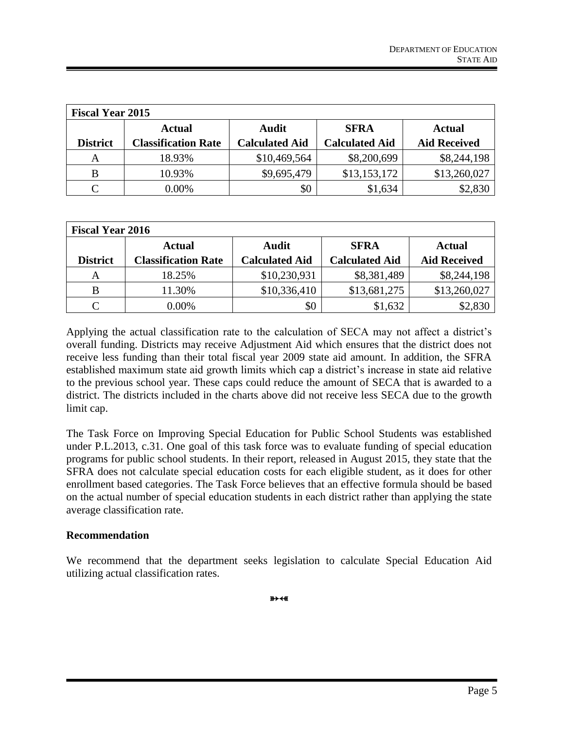| **Fiscal Year 2015** | | | | |
|---|---|---|---|---|
| **District** | **Actual Classification Rate** | **Audit Calculated Aid** | **SFRA Calculated Aid** | **Actual Aid Received** |
| A | 18.93% | $10,469,564 | $8,200,699 | $8,244,198 |
| B | 10.93% | $9,695,479 | $13,153,172 | $13,260,027 |
| C | 0.00% | $0 | $1,634 | $2,830 |

| **Fiscal Year 2016** | | | | |
|---|---|---|---|---|
| **District** | **Actual Classification Rate** | **Audit Calculated Aid** | **SFRA Calculated Aid** | **Actual Aid Received** |
| A | 18.25% | $10,230,931 | $8,381,489 | $8,244,198 |
| B | 11.30% | $10,336,410 | $13,681,275 | $13,260,027 |
| C | 0.00% | $0 | $1,632 | $2,830 |

Applying the actual classification rate to the calculation of SECA may not affect a district's overall funding. Districts may receive Adjustment Aid which ensures that the district does not receive less funding than their total fiscal year 2009 state aid amount. In addition, the SFRA established maximum state aid growth limits which cap a district's increase in state aid relative to the previous school year. These caps could reduce the amount of SECA that is awarded to a district. The districts included in the charts above did not receive less SECA due to the growth limit cap.

The Task Force on Improving Special Education for Public School Students was established under P.L.2013, c.31. One goal of this task force was to evaluate funding of special education programs for public school students. In their report, released in August 2015, they state that the SFRA does not calculate special education costs for each eligible student, as it does for other enrollment based categories. The Task Force believes that an effective formula should be based on the actual number of special education students in each district rather than applying the state average classification rate.

**Recommendation**

We recommend that the department seeks legislation to calculate Special Education Aid utilizing actual classification rates.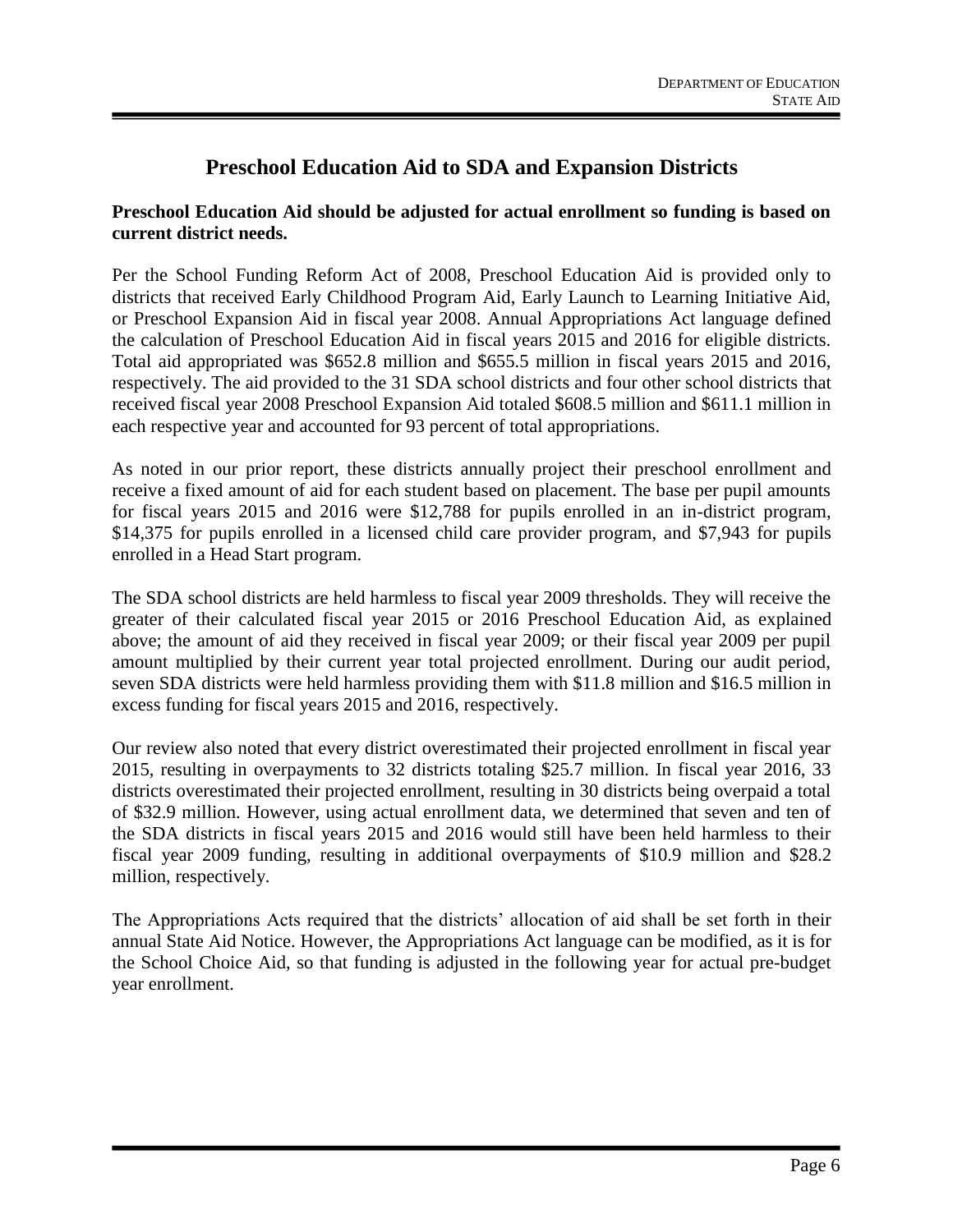## Preschool Education Aid to SDA and Expansion Districts

**Preschool Education Aid should be adjusted for actual enrollment so funding is based on current district needs.**

Per the School Funding Reform Act of 2008, Preschool Education Aid is provided only to districts that received Early Childhood Program Aid, Early Launch to Learning Initiative Aid, or Preschool Expansion Aid in fiscal year 2008. Annual Appropriations Act language defined the calculation of Preschool Education Aid in fiscal years 2015 and 2016 for eligible districts. Total aid appropriated was $652.8 million and $655.5 million in fiscal years 2015 and 2016, respectively. The aid provided to the 31 SDA school districts and four other school districts that received fiscal year 2008 Preschool Expansion Aid totaled $608.5 million and $611.1 million in each respective year and accounted for 93 percent of total appropriations.

As noted in our prior report, these districts annually project their preschool enrollment and receive a fixed amount of aid for each student based on placement. The base per pupil amounts for fiscal years 2015 and 2016 were $12,788 for pupils enrolled in an in-district program, $14,375 for pupils enrolled in a licensed child care provider program, and $7,943 for pupils enrolled in a Head Start program.

The SDA school districts are held harmless to fiscal year 2009 thresholds. They will receive the greater of their calculated fiscal year 2015 or 2016 Preschool Education Aid, as explained above; the amount of aid they received in fiscal year 2009; or their fiscal year 2009 per pupil amount multiplied by their current year total projected enrollment. During our audit period, seven SDA districts were held harmless providing them with $11.8 million and $16.5 million in excess funding for fiscal years 2015 and 2016, respectively.

Our review also noted that every district overestimated their projected enrollment in fiscal year 2015, resulting in overpayments to 32 districts totaling $25.7 million. In fiscal year 2016, 33 districts overestimated their projected enrollment, resulting in 30 districts being overpaid a total of $32.9 million. However, using actual enrollment data, we determined that seven and ten of the SDA districts in fiscal years 2015 and 2016 would still have been held harmless to their fiscal year 2009 funding, resulting in additional overpayments of $10.9 million and $28.2 million, respectively.

The Appropriations Acts required that the districts' allocation of aid shall be set forth in their annual State Aid Notice. However, the Appropriations Act language can be modified, as it is for the School Choice Aid, so that funding is adjusted in the following year for actual pre-budget year enrollment.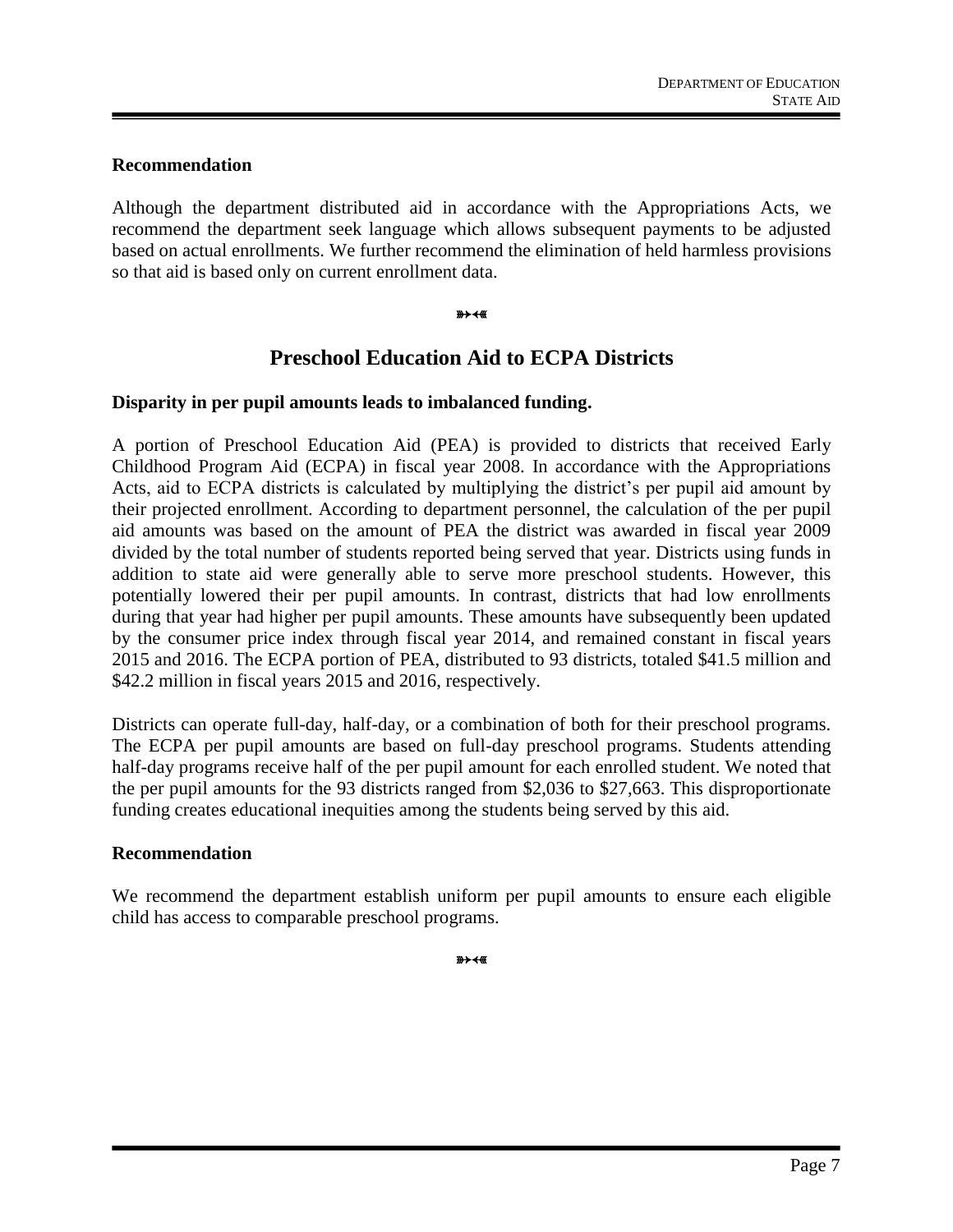**Recommendation**

Although the department distributed aid in accordance with the Appropriations Acts, we recommend the department seek language which allows subsequent payments to be adjusted based on actual enrollments. We further recommend the elimination of held harmless provisions so that aid is based only on current enrollment data.

## Preschool Education Aid to ECPA Districts

**Disparity in per pupil amounts leads to imbalanced funding.**

A portion of Preschool Education Aid (PEA) is provided to districts that received Early Childhood Program Aid (ECPA) in fiscal year 2008. In accordance with the Appropriations Acts, aid to ECPA districts is calculated by multiplying the district's per pupil aid amount by their projected enrollment. According to department personnel, the calculation of the per pupil aid amounts was based on the amount of PEA the district was awarded in fiscal year 2009 divided by the total number of students reported being served that year. Districts using funds in addition to state aid were generally able to serve more preschool students. However, this potentially lowered their per pupil amounts. In contrast, districts that had low enrollments during that year had higher per pupil amounts. These amounts have subsequently been updated by the consumer price index through fiscal year 2014, and remained constant in fiscal years 2015 and 2016. The ECPA portion of PEA, distributed to 93 districts, totaled $41.5 million and $42.2 million in fiscal years 2015 and 2016, respectively.

Districts can operate full-day, half-day, or a combination of both for their preschool programs. The ECPA per pupil amounts are based on full-day preschool programs. Students attending half-day programs receive half of the per pupil amount for each enrolled student. We noted that the per pupil amounts for the 93 districts ranged from $2,036 to $27,663. This disproportionate funding creates educational inequities among the students being served by this aid.

**Recommendation**

We recommend the department establish uniform per pupil amounts to ensure each eligible child has access to comparable preschool programs.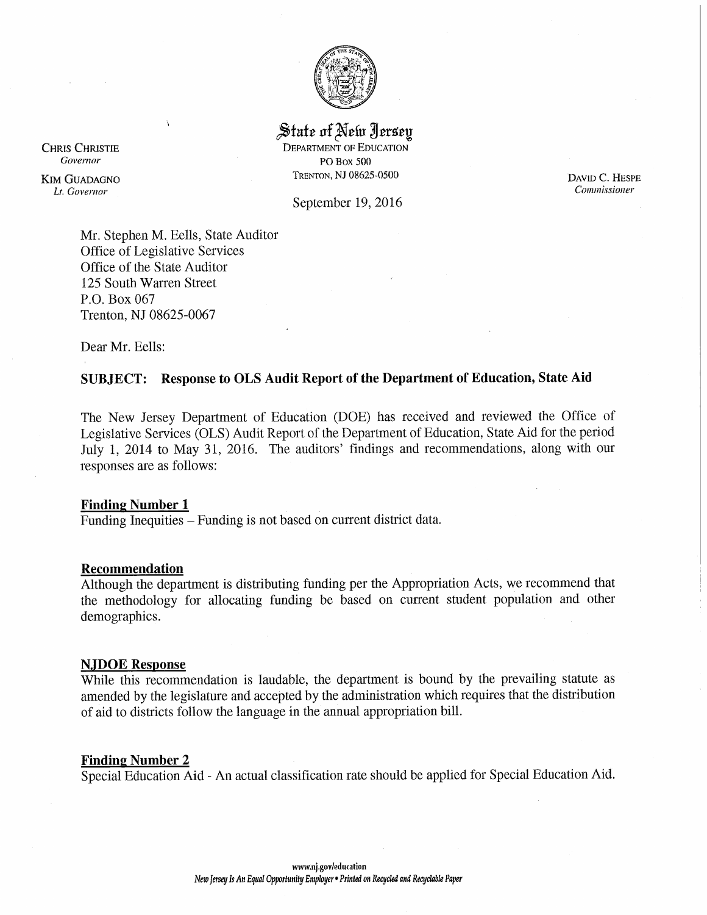**State of New Jersey**

DEPARTMENT OF EDUCATION
PO BOX 500
TRENTON, NJ 08625-0500

CHRIS CHRISTIE
*Governor*

KIM GUADAGNO
*Lt. Governor*

DAVID C. HESPE
*Commissioner*

September 19, 2016

Mr. Stephen M. Eells, State Auditor
Office of Legislative Services
Office of the State Auditor
125 South Warren Street
P.O. Box 067
Trenton, NJ 08625-0067

Dear Mr. Eells:

**SUBJECT: Response to OLS Audit Report of the Department of Education, State Aid**

The New Jersey Department of Education (DOE) has received and reviewed the Office of Legislative Services (OLS) Audit Report of the Department of Education, State Aid for the period July 1, 2014 to May 31, 2016. The auditors' findings and recommendations, along with our responses are as follows:

**Finding Number 1**

Funding Inequities – Funding is not based on current district data.

**Recommendation**

Although the department is distributing funding per the Appropriation Acts, we recommend that the methodology for allocating funding be based on current student population and other demographics.

**NJDOE Response**

While this recommendation is laudable, the department is bound by the prevailing statute as amended by the legislature and accepted by the administration which requires that the distribution of aid to districts follow the language in the annual appropriation bill.

**Finding Number 2**

Special Education Aid - An actual classification rate should be applied for Special Education Aid.

www.nj.gov/education
*New Jersey Is An Equal Opportunity Employer • Printed on Recycled and Recyclable Paper*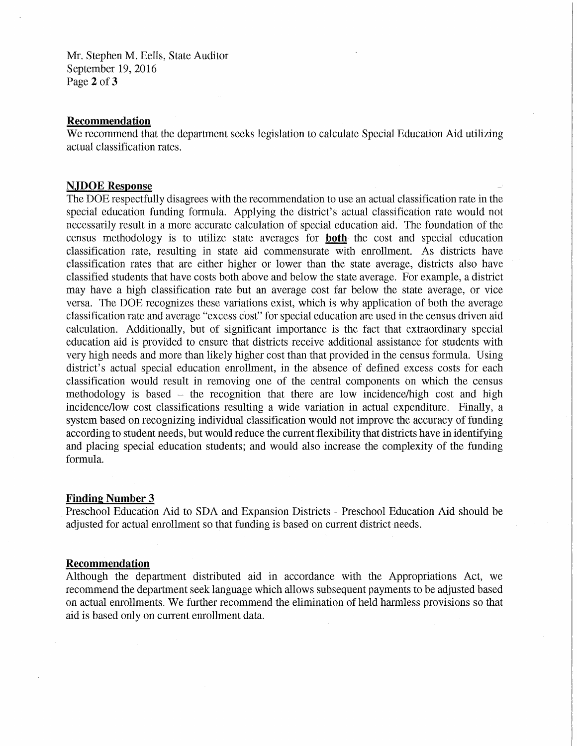Mr. Stephen M. Eells, State Auditor
September 19, 2016

**Recommendation**

We recommend that the department seeks legislation to calculate Special Education Aid utilizing actual classification rates.

**NJDOE Response**

The DOE respectfully disagrees with the recommendation to use an actual classification rate in the special education funding formula. Applying the district's actual classification rate would not necessarily result in a more accurate calculation of special education aid. The foundation of the census methodology is to utilize state averages for **both** the cost and special education classification rate, resulting in state aid commensurate with enrollment. As districts have classification rates that are either higher or lower than the state average, districts also have classified students that have costs both above and below the state average. For example, a district may have a high classification rate but an average cost far below the state average, or vice versa. The DOE recognizes these variations exist, which is why application of both the average classification rate and average "excess cost" for special education are used in the census driven aid calculation. Additionally, but of significant importance is the fact that extraordinary special education aid is provided to ensure that districts receive additional assistance for students with very high needs and more than likely higher cost than that provided in the census formula. Using district's actual special education enrollment, in the absence of defined excess costs for each classification would result in removing one of the central components on which the census methodology is based – the recognition that there are low incidence/high cost and high incidence/low cost classifications resulting a wide variation in actual expenditure. Finally, a system based on recognizing individual classification would not improve the accuracy of funding according to student needs, but would reduce the current flexibility that districts have in identifying and placing special education students; and would also increase the complexity of the funding formula.

**Finding Number 3**

Preschool Education Aid to SDA and Expansion Districts - Preschool Education Aid should be adjusted for actual enrollment so that funding is based on current district needs.

**Recommendation**

Although the department distributed aid in accordance with the Appropriations Act, we recommend the department seek language which allows subsequent payments to be adjusted based on actual enrollments. We further recommend the elimination of held harmless provisions so that aid is based only on current enrollment data.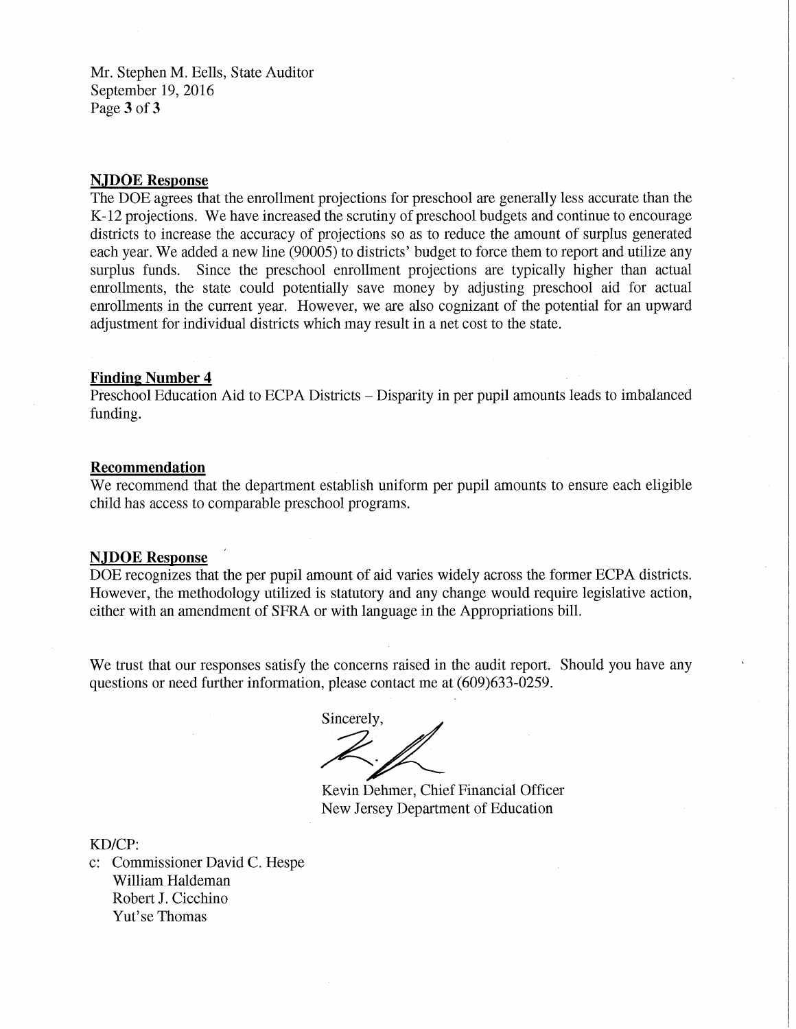Mr. Stephen M. Eells, State Auditor
September 19, 2016

**NJDOE Response**

The DOE agrees that the enrollment projections for preschool are generally less accurate than the K-12 projections. We have increased the scrutiny of preschool budgets and continue to encourage districts to increase the accuracy of projections so as to reduce the amount of surplus generated each year. We added a new line (90005) to districts' budget to force them to report and utilize any surplus funds. Since the preschool enrollment projections are typically higher than actual enrollments, the state could potentially save money by adjusting preschool aid for actual enrollments in the current year. However, we are also cognizant of the potential for an upward adjustment for individual districts which may result in a net cost to the state.

**Finding Number 4**

Preschool Education Aid to ECPA Districts – Disparity in per pupil amounts leads to imbalanced funding.

**Recommendation**

We recommend that the department establish uniform per pupil amounts to ensure each eligible child has access to comparable preschool programs.

**NJDOE Response**

DOE recognizes that the per pupil amount of aid varies widely across the former ECPA districts. However, the methodology utilized is statutory and any change would require legislative action, either with an amendment of SFRA or with language in the Appropriations bill.

We trust that our responses satisfy the concerns raised in the audit report. Should you have any questions or need further information, please contact me at (609)633-0259.

Sincerely,

Kevin Dehmer, Chief Financial Officer
New Jersey Department of Education

KD/CP:

c: Commissioner David C. Hespe
William Haldeman
Robert J. Cicchino
Yut'se Thomas